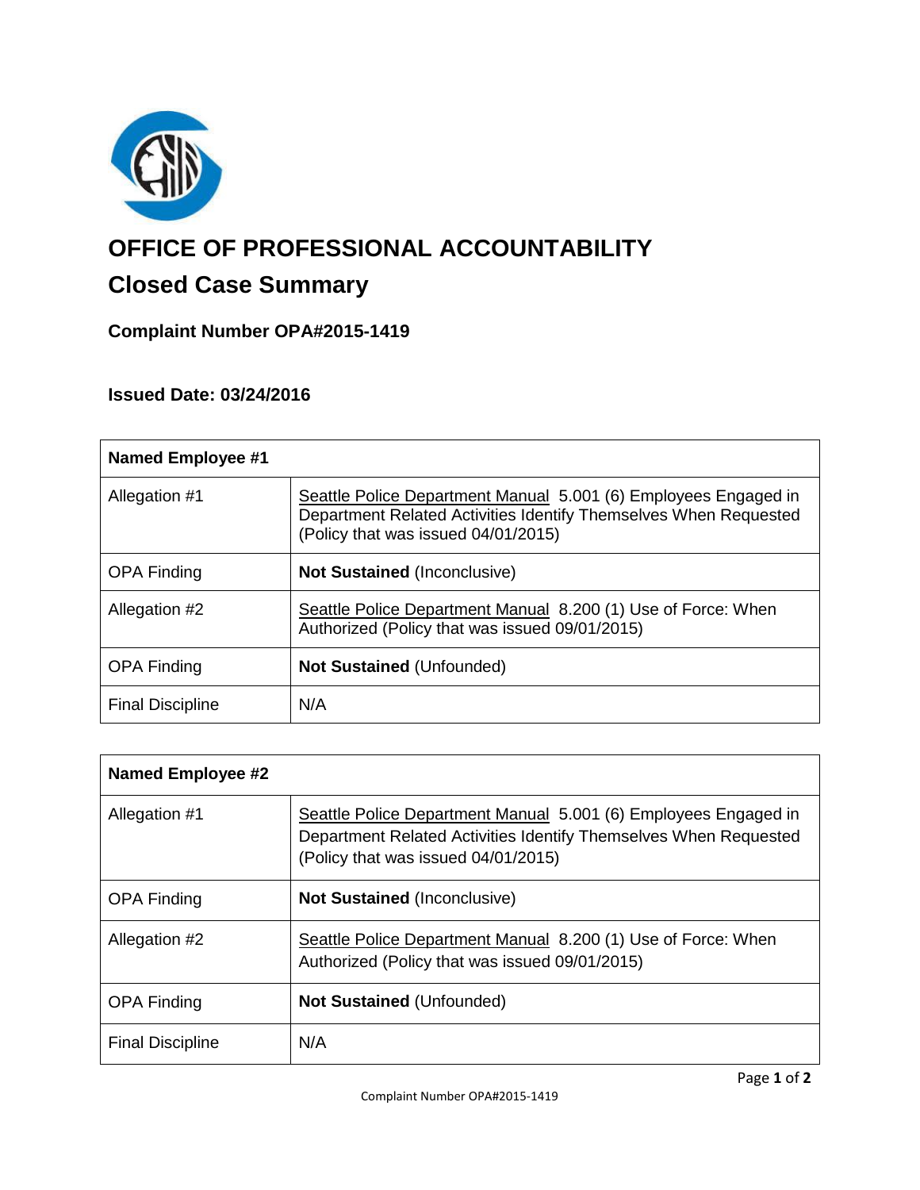# OFFICE OF PROFESSIONAL ACCOUNTABILITY

## Closed Case Summary

### Complaint Number OPA#2015-1419

### Issued Date: 03/24/2016

| Named Employee #1 | |
|---|---|
| Allegation #1 | Seattle Police Department Manual 5.001 (6) Employees Engaged in Department Related Activities Identify Themselves When Requested (Policy that was issued 04/01/2015) |
| OPA Finding | **Not Sustained** (Inconclusive) |
| Allegation #2 | Seattle Police Department Manual 8.200 (1) Use of Force: When Authorized (Policy that was issued 09/01/2015) |
| OPA Finding | **Not Sustained** (Unfounded) |
| Final Discipline | N/A |

| Named Employee #2 | |
|---|---|
| Allegation #1 | Seattle Police Department Manual 5.001 (6) Employees Engaged in Department Related Activities Identify Themselves When Requested (Policy that was issued 04/01/2015) |
| OPA Finding | **Not Sustained** (Inconclusive) |
| Allegation #2 | Seattle Police Department Manual 8.200 (1) Use of Force: When Authorized (Policy that was issued 09/01/2015) |
| OPA Finding | **Not Sustained** (Unfounded) |
| Final Discipline | N/A |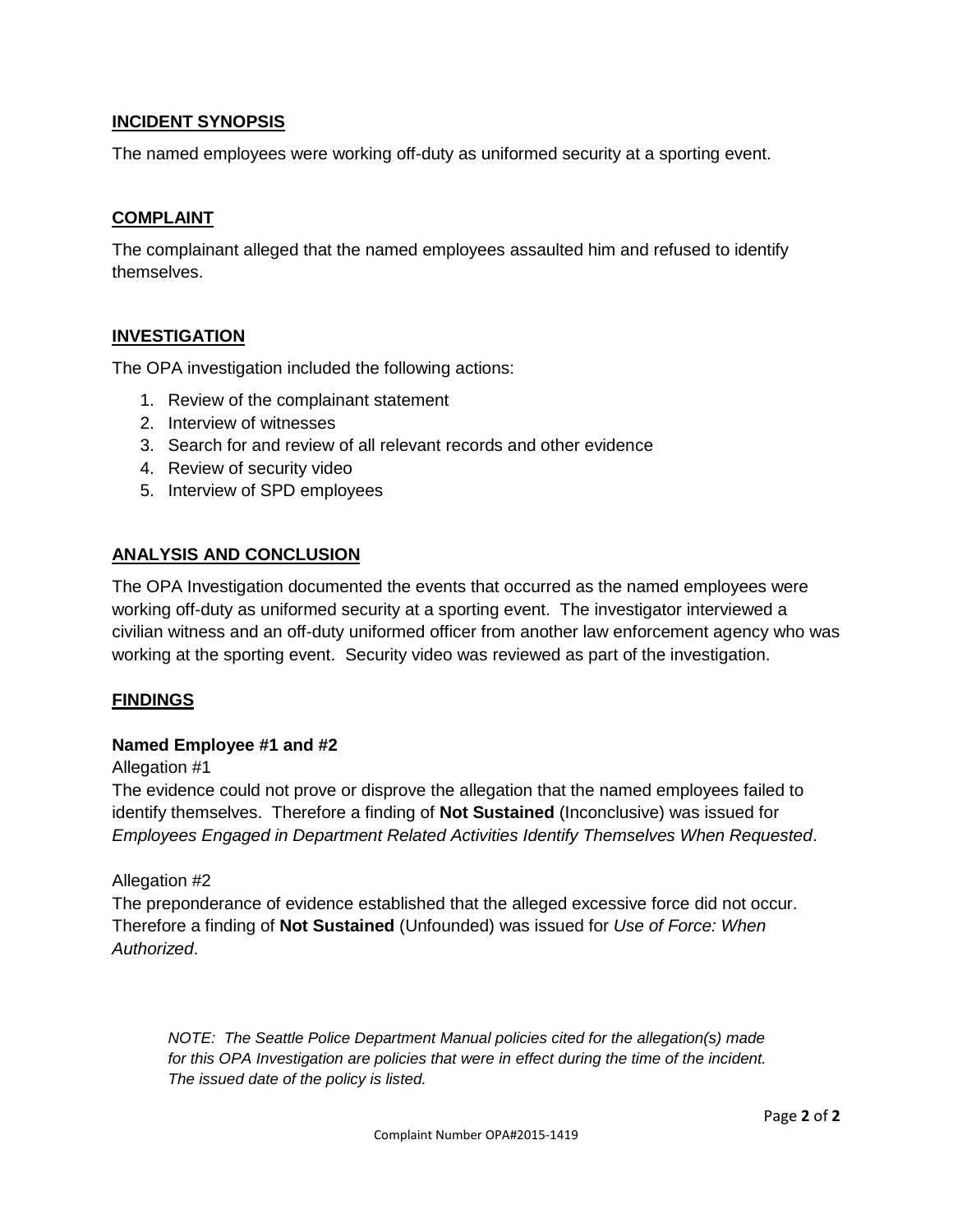## INCIDENT SYNOPSIS

The named employees were working off-duty as uniformed security at a sporting event.

## COMPLAINT

The complainant alleged that the named employees assaulted him and refused to identify themselves.

## INVESTIGATION

The OPA investigation included the following actions:

1. Review of the complainant statement
2. Interview of witnesses
3. Search for and review of all relevant records and other evidence
4. Review of security video
5. Interview of SPD employees

## ANALYSIS AND CONCLUSION

The OPA Investigation documented the events that occurred as the named employees were working off-duty as uniformed security at a sporting event. The investigator interviewed a civilian witness and an off-duty uniformed officer from another law enforcement agency who was working at the sporting event. Security video was reviewed as part of the investigation.

## FINDINGS

**Named Employee #1 and #2**

Allegation #1

The evidence could not prove or disprove the allegation that the named employees failed to identify themselves. Therefore a finding of **Not Sustained** (Inconclusive) was issued for *Employees Engaged in Department Related Activities Identify Themselves When Requested*.

Allegation #2

The preponderance of evidence established that the alleged excessive force did not occur. Therefore a finding of **Not Sustained** (Unfounded) was issued for *Use of Force: When Authorized*.

*NOTE: The Seattle Police Department Manual policies cited for the allegation(s) made for this OPA Investigation are policies that were in effect during the time of the incident. The issued date of the policy is listed.*

Complaint Number OPA#2015-1419